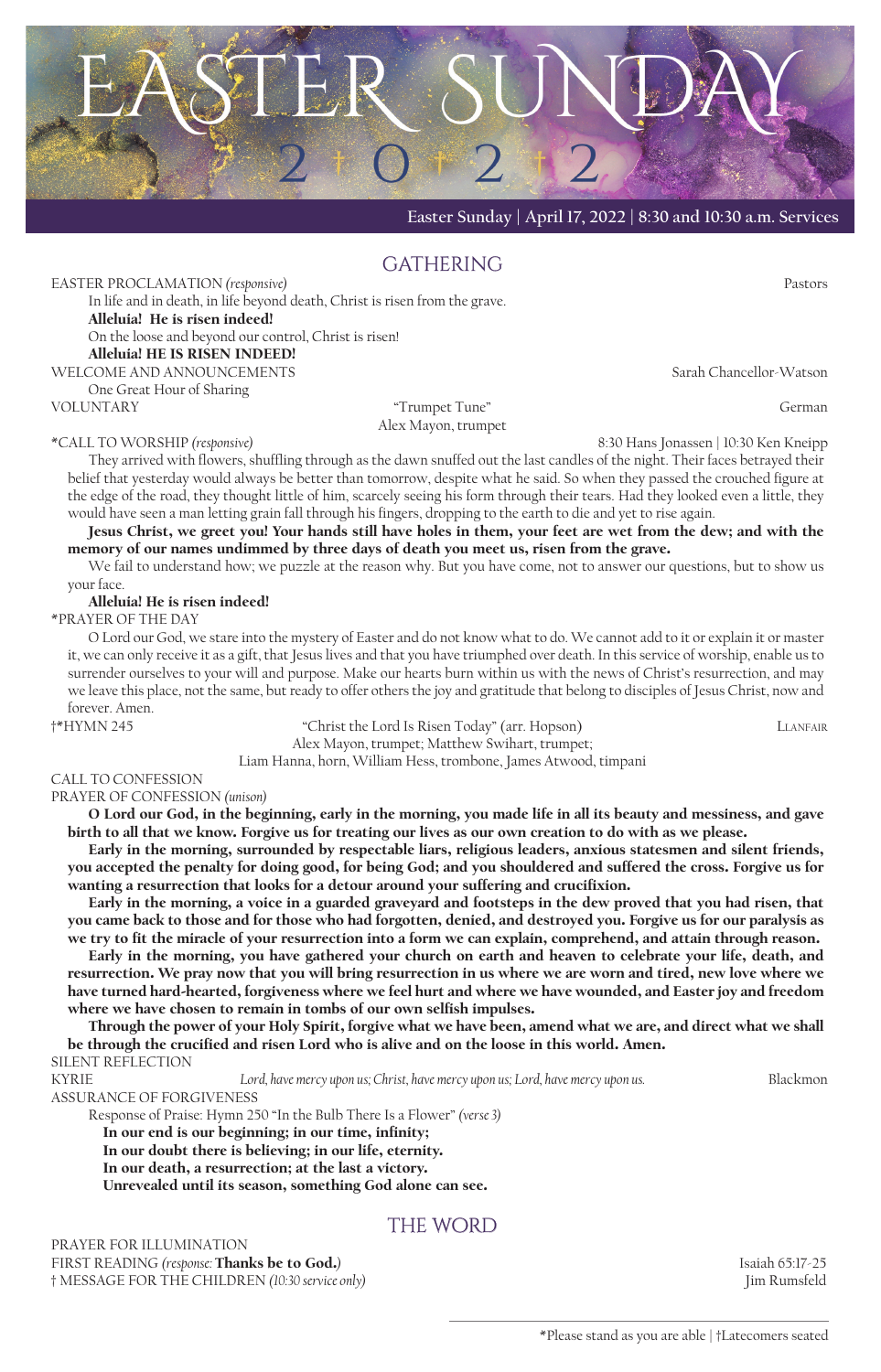# EASTER SUNDAY

2 † 0 † 2 † 2

Easter Sunday | April 17, 2022 | 8:30 and 10:30 a.m. Services

## GATHERING

EASTER PROCLAMATION *(responsive)* — Pastors

In life and in death, in life beyond death, Christ is risen from the grave.
**Alleluia! He is risen indeed!**
On the loose and beyond our control, Christ is risen!
**Alleluia! HE IS RISEN INDEED!**

WELCOME AND ANNOUNCEMENTS — Sarah Chancellor-Watson

One Great Hour of Sharing

VOLUNTARY — "Trumpet Tune" — German
Alex Mayon, trumpet

*CALL TO WORSHIP *(responsive)* — 8:30 Hans Jonassen | 10:30 Ken Kneipp

They arrived with flowers, shuffling through as the dawn snuffed out the last candles of the night. Their faces betrayed their belief that yesterday would always be better than tomorrow, despite what he said. So when they passed the crouched figure at the edge of the road, they thought little of him, scarcely seeing his form through their tears. Had they looked even a little, they would have seen a man letting grain fall through his fingers, dropping to the earth to die and yet to rise again.

**Jesus Christ, we greet you! Your hands still have holes in them, your feet are wet from the dew; and with the memory of our names undimmed by three days of death you meet us, risen from the grave.**

We fail to understand how; we puzzle at the reason why. But you have come, not to answer our questions, but to show us your face.

**Alleluia! He is risen indeed!**

*PRAYER OF THE DAY

O Lord our God, we stare into the mystery of Easter and do not know what to do. We cannot add to it or explain it or master it, we can only receive it as a gift, that Jesus lives and that you have triumphed over death. In this service of worship, enable us to surrender ourselves to your will and purpose. Make our hearts burn within us with the news of Christ's resurrection, and may we leave this place, not the same, but ready to offer others the joy and gratitude that belong to disciples of Jesus Christ, now and forever. Amen.

†*HYMN 245 — "Christ the Lord Is Risen Today" (arr. Hopson) — LLANFAIR
Alex Mayon, trumpet; Matthew Swihart, trumpet;
Liam Hanna, horn, William Hess, trombone, James Atwood, timpani

CALL TO CONFESSION

PRAYER OF CONFESSION *(unison)*

**O Lord our God, in the beginning, early in the morning, you made life in all its beauty and messiness, and gave birth to all that we know. Forgive us for treating our lives as our own creation to do with as we please.**

**Early in the morning, surrounded by respectable liars, religious leaders, anxious statesmen and silent friends, you accepted the penalty for doing good, for being God; and you shouldered and suffered the cross. Forgive us for wanting a resurrection that looks for a detour around your suffering and crucifixion.**

**Early in the morning, a voice in a guarded graveyard and footsteps in the dew proved that you had risen, that you came back to those and for those who had forgotten, denied, and destroyed you. Forgive us for our paralysis as we try to fit the miracle of your resurrection into a form we can explain, comprehend, and attain through reason.**

**Early in the morning, you have gathered your church on earth and heaven to celebrate your life, death, and resurrection. We pray now that you will bring resurrection in us where we are worn and tired, new love where we have turned hard-hearted, forgiveness where we feel hurt and where we have wounded, and Easter joy and freedom where we have chosen to remain in tombs of our own selfish impulses.**

**Through the power of your Holy Spirit, forgive what we have been, amend what we are, and direct what we shall be through the crucified and risen Lord who is alive and on the loose in this world. Amen.**

SILENT REFLECTION

KYRIE — *Lord, have mercy upon us; Christ, have mercy upon us; Lord, have mercy upon us.* — Blackmon

ASSURANCE OF FORGIVENESS

Response of Praise: Hymn 250 "In the Bulb There Is a Flower" *(verse 3)*

**In our end is our beginning; in our time, infinity;**
**In our doubt there is believing; in our life, eternity.**
**In our death, a resurrection; at the last a victory.**
**Unrevealed until its season, something God alone can see.**

## THE WORD

PRAYER FOR ILLUMINATION

FIRST READING *(response:* **Thanks be to God.***)* — Isaiah 65:17-25

† MESSAGE FOR THE CHILDREN *(10:30 service only)* — Jim Rumsfeld

*Please stand as you are able | †Latecomers seated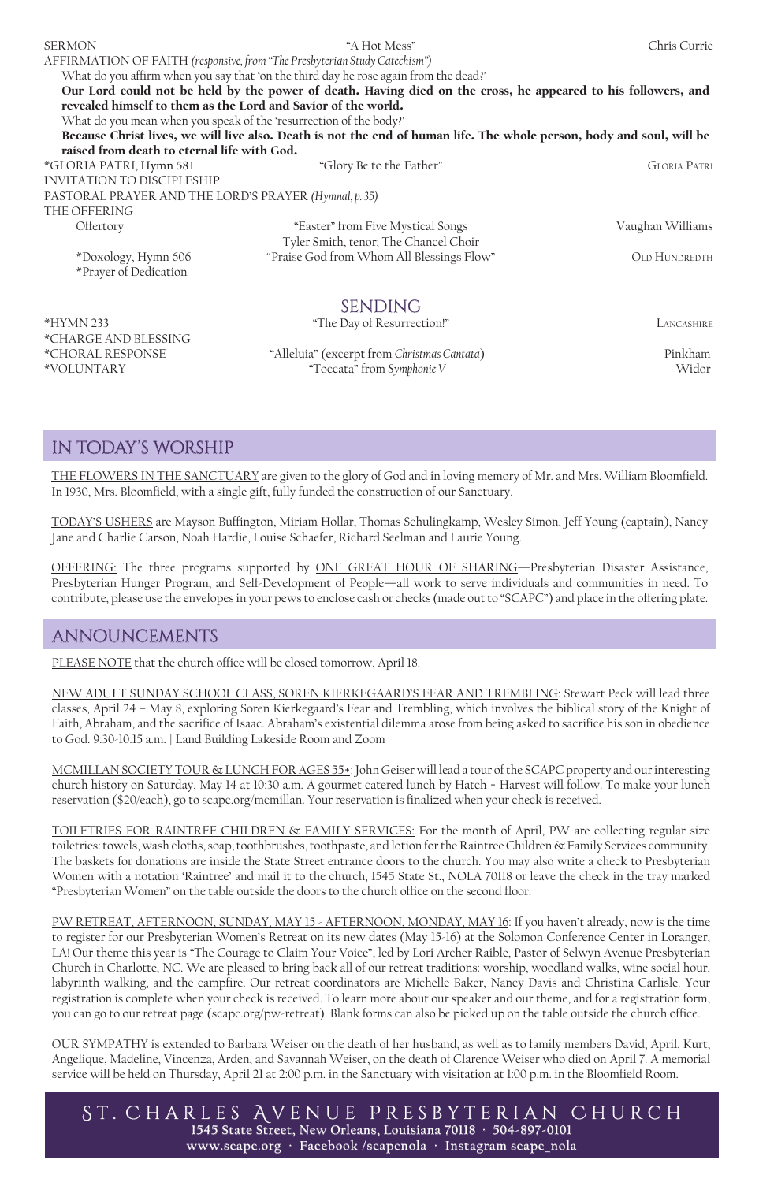SERMON "A Hot Mess" Chris Currie

AFFIRMATION OF FAITH *(responsive, from "The Presbyterian Study Catechism")*

What do you affirm when you say that 'on the third day he rose again from the dead?'

**Our Lord could not be held by the power of death. Having died on the cross, he appeared to his followers, and revealed himself to them as the Lord and Savior of the world.**

What do you mean when you speak of the 'resurrection of the body?'

**Because Christ lives, we will live also. Death is not the end of human life. The whole person, body and soul, will be raised from death to eternal life with God.**

*GLORIA PATRI, Hymn 581 "Glory Be to the Father" GLORIA PATRI

INVITATION TO DISCIPLESHIP

PASTORAL PRAYER AND THE LORD'S PRAYER *(Hymnal, p. 35)*

THE OFFERING

Offertory "Easter" from Five Mystical Songs Vaughan Williams
Tyler Smith, tenor; The Chancel Choir

*Doxology, Hymn 606 "Praise God from Whom All Blessings Flow" OLD HUNDREDTH

*Prayer of Dedication

## SENDING

*HYMN 233 "The Day of Resurrection!" LANCASHIRE

*CHARGE AND BLESSING

*CHORAL RESPONSE "Alleluia" (excerpt from *Christmas Cantata*) Pinkham

*VOLUNTARY "Toccata" from *Symphonie V* Widor

## IN TODAY'S WORSHIP

THE FLOWERS IN THE SANCTUARY are given to the glory of God and in loving memory of Mr. and Mrs. William Bloomfield. In 1930, Mrs. Bloomfield, with a single gift, fully funded the construction of our Sanctuary.

TODAY'S USHERS are Mayson Buffington, Miriam Hollar, Thomas Schulingkamp, Wesley Simon, Jeff Young (captain), Nancy Jane and Charlie Carson, Noah Hardie, Louise Schaefer, Richard Seelman and Laurie Young.

OFFERING: The three programs supported by ONE GREAT HOUR OF SHARING—Presbyterian Disaster Assistance, Presbyterian Hunger Program, and Self-Development of People—all work to serve individuals and communities in need. To contribute, please use the envelopes in your pews to enclose cash or checks (made out to "SCAPC") and place in the offering plate.

## ANNOUNCEMENTS

PLEASE NOTE that the church office will be closed tomorrow, April 18.

NEW ADULT SUNDAY SCHOOL CLASS, SOREN KIERKEGAARD'S FEAR AND TREMBLING: Stewart Peck will lead three classes, April 24 – May 8, exploring Soren Kierkegaard's Fear and Trembling, which involves the biblical story of the Knight of Faith, Abraham, and the sacrifice of Isaac. Abraham's existential dilemma arose from being asked to sacrifice his son in obedience to God. 9:30-10:15 a.m. | Land Building Lakeside Room and Zoom

MCMILLAN SOCIETY TOUR & LUNCH FOR AGES 55+: John Geiser will lead a tour of the SCAPC property and our interesting church history on Saturday, May 14 at 10:30 a.m. A gourmet catered lunch by Hatch + Harvest will follow. To make your lunch reservation ($20/each), go to scapc.org/mcmillan. Your reservation is finalized when your check is received.

TOILETRIES FOR RAINTREE CHILDREN & FAMILY SERVICES: For the month of April, PW are collecting regular size toiletries: towels, wash cloths, soap, toothbrushes, toothpaste, and lotion for the Raintree Children & Family Services community. The baskets for donations are inside the State Street entrance doors to the church. You may also write a check to Presbyterian Women with a notation 'Raintree' and mail it to the church, 1545 State St., NOLA 70118 or leave the check in the tray marked "Presbyterian Women" on the table outside the doors to the church office on the second floor.

PW RETREAT, AFTERNOON, SUNDAY, MAY 15 - AFTERNOON, MONDAY, MAY 16: If you haven't already, now is the time to register for our Presbyterian Women's Retreat on its new dates (May 15-16) at the Solomon Conference Center in Loranger, LA! Our theme this year is "The Courage to Claim Your Voice", led by Lori Archer Raible, Pastor of Selwyn Avenue Presbyterian Church in Charlotte, NC. We are pleased to bring back all of our retreat traditions: worship, woodland walks, wine social hour, labyrinth walking, and the campfire. Our retreat coordinators are Michelle Baker, Nancy Davis and Christina Carlisle. Your registration is complete when your check is received. To learn more about our speaker and our theme, and for a registration form, you can go to our retreat page (scapc.org/pw-retreat). Blank forms can also be picked up on the table outside the church office.

OUR SYMPATHY is extended to Barbara Weiser on the death of her husband, as well as to family members David, April, Kurt, Angelique, Madeline, Vincenza, Arden, and Savannah Weiser, on the death of Clarence Weiser who died on April 7. A memorial service will be held on Thursday, April 21 at 2:00 p.m. in the Sanctuary with visitation at 1:00 p.m. in the Bloomfield Room.

ST. CHARLES AVENUE PRESBYTERIAN CHURCH
**1545 State Street, New Orleans, Louisiana 70118 · 504-897-0101**
**www.scapc.org · Facebook /scapcnola · Instagram scapc_nola**